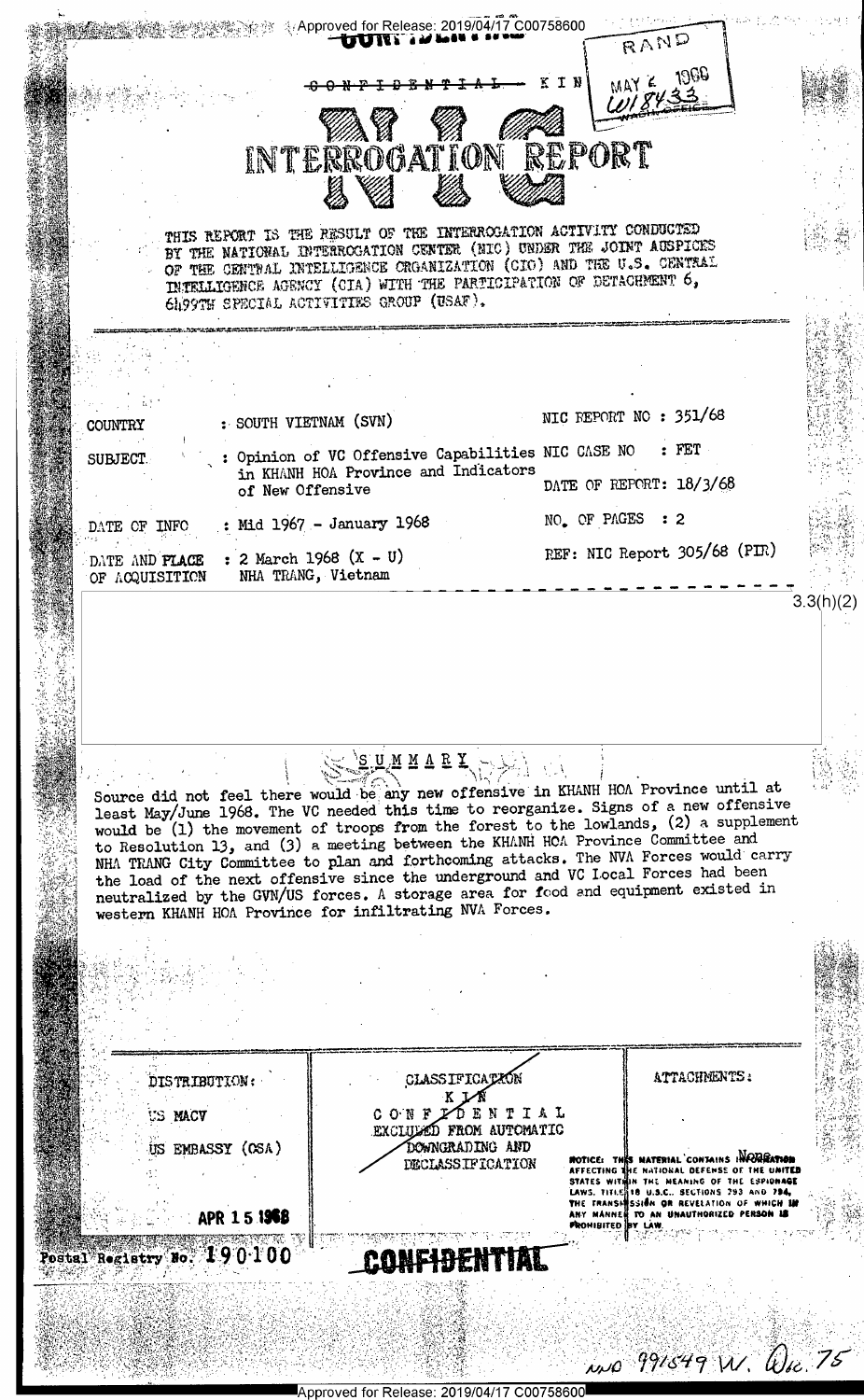Approved for Release: 2019/04/17 C00758600

CONFIDENTIAL - KIN

RAND
MAY 6 1968
W18433

# NIC INTERROGATION REPORT

THIS REPORT IS THE RESULT OF THE INTERROGATION ACTIVITY CONDUCTED BY THE NATIONAL INTERROGATION CENTER (NIC) UNDER THE JOINT AUSPICES OF THE CENTRAL INTELLIGENCE ORGANIZATION (CIO) AND THE U.S. CENTRAL INTELLIGENCE AGENCY (CIA) WITH THE PARTICIPATION OF DETACHMENT 6, 6499TH SPECIAL ACTIVITIES GROUP (USAF).

| | | | |
|---|---|---|---|
| COUNTRY | : SOUTH VIETNAM (SVN) | NIC REPORT NO | : 351/68 |
| SUBJECT | : Opinion of VC Offensive Capabilities in KHANH HOA Province and Indicators of New Offensive | NIC CASE NO | : FET |
| | | DATE OF REPORT: | 18/3/68 |
| DATE OF INFO | : Mid 1967 - January 1968 | NO. OF PAGES | : 2 |
| DATE AND PLACE OF ACQUISITION | : 2 March 1968 (X - U) NHA TRANG, Vietnam | REF: | NIC Report 305/68 (PIR) |

3.3(h)(2)

## SUMMARY

Source did not feel there would be any new offensive in KHANH HOA Province until at least May/June 1968. The VC needed this time to reorganize. Signs of a new offensive would be (1) the movement of troops from the forest to the lowlands, (2) a supplement to Resolution 13, and (3) a meeting between the KHANH HOA Province Committee and NHA TRANG City Committee to plan and forthcoming attacks. The NVA Forces would carry the load of the next offensive since the underground and VC Local Forces had been neutralized by the GVN/US forces. A storage area for food and equipment existed in western KHANH HOA Province for infiltrating NVA Forces.

| DISTRIBUTION: | CLASSIFICATION | ATTACHMENTS: |
|---|---|---|
| US MACV | KIN | None |
| US EMBASSY (OSA) | CONFIDENTIAL | |
| | EXCLUDED FROM AUTOMATIC DOWNGRADING AND DECLASSIFICATION | |
| APR 15 1968 | | |

NOTICE: THIS MATERIAL CONTAINS INFORMATION AFFECTING THE NATIONAL DEFENSE OF THE UNITED STATES WITHIN THE MEANING OF THE ESPIONAGE LAWS, TITLE 18 U.S.C., SECTIONS 793 AND 794, THE TRANSMISSION OR REVELATION OF WHICH IN ANY MANNER TO AN UNAUTHORIZED PERSON IS PROHIBITED BY LAW.

Postal Registry No. 190100

CONFIDENTIAL

NND 991549 W. Dec. 75

Approved for Release: 2019/04/17 C00758600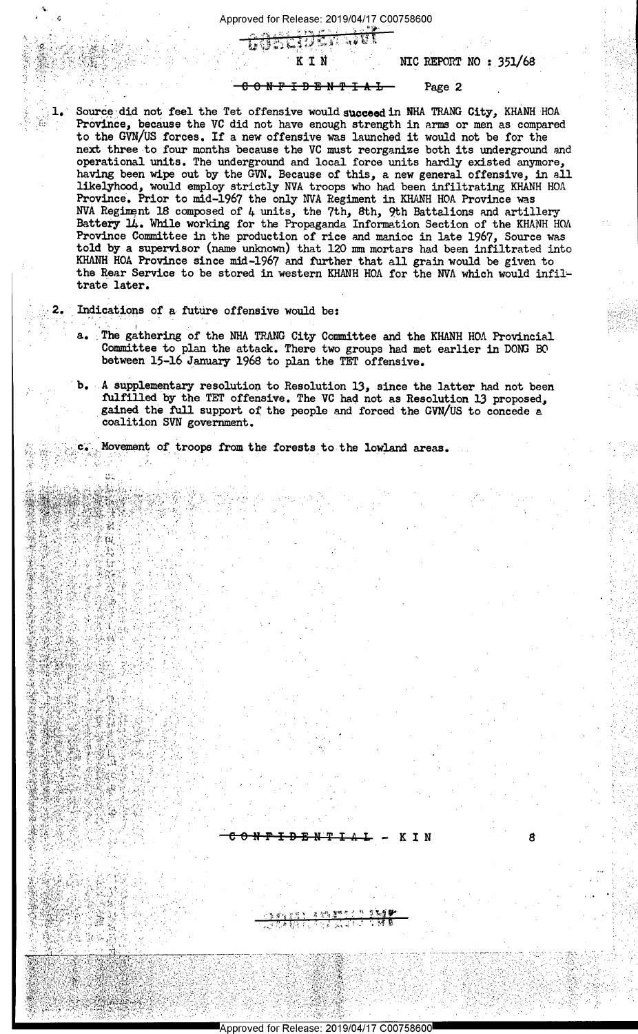1. Source did not feel the Tet offensive would succeed in NHA TRANG City, KHANH HOA Province, because the VC did not have enough strength in arms or men as compared to the GVN/US forces. If a new offensive was launched it would not be for the next three to four months because the VC must reorganize both its underground and operational units. The underground and local force units hardly existed anymore, having been wipe out by the GVN. Because of this, a new general offensive, in all likelyhood, would employ strictly NVA troops who had been infiltrating KHANH HOA Province. Prior to mid-1967 the only NVA Regiment in KHANH HOA Province was NVA Regiment 18 composed of 4 units, the 7th, 8th, 9th Battalions and artillery Battery 14. While working for the Propaganda Information Section of the KHANH HOA Province Committee in the production of rice and manioc in late 1967, Source was told by a supervisor (name unknown) that 120 mm mortars had been infiltrated into KHANH HOA Province since mid-1967 and further that all grain would be given to the Rear Service to be stored in western KHANH HOA for the NVA which would infiltrate later.

2. Indications of a future offensive would be:

   a. The gathering of the NHA TRANG City Committee and the KHANH HOA Provincial Committee to plan the attack. There two groups had met earlier in DONG BO between 15-16 January 1968 to plan the TET offensive.

   b. A supplementary resolution to Resolution 13, since the latter had not been fulfilled by the TET offensive. The VC had not as Resolution 13 proposed, gained the full support of the people and forced the GVN/US to concede a coalition SVN government.

   c. Movement of troops from the forests to the lowland areas.